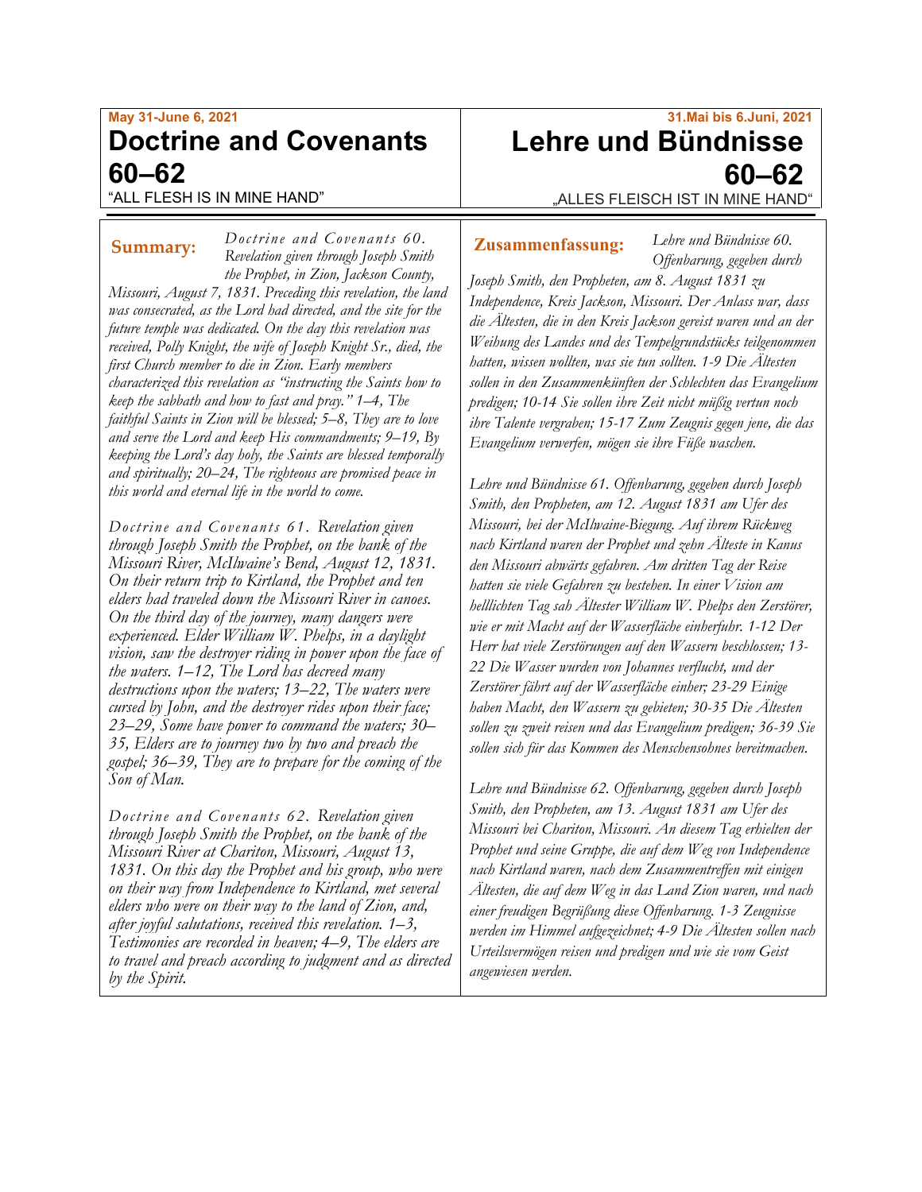May 31-June 6, 2021

# Doctrine and Covenants 60–62

"ALL FLESH IS IN MINE HAND"

**Summary:** *Doctrine and Covenants 60. Revelation given through Joseph Smith the Prophet, in Zion, Jackson County, Missouri, August 7, 1831. Preceding this revelation, the land was consecrated, as the Lord had directed, and the site for the future temple was dedicated. On the day this revelation was received, Polly Knight, the wife of Joseph Knight Sr., died, the first Church member to die in Zion. Early members characterized this revelation as "instructing the Saints how to keep the sabbath and how to fast and pray." 1–4, The faithful Saints in Zion will be blessed; 5–8, They are to love and serve the Lord and keep His commandments; 9–19, By keeping the Lord's day holy, the Saints are blessed temporally and spiritually; 20–24, The righteous are promised peace in this world and eternal life in the world to come.*

*Doctrine and Covenants 61. Revelation given through Joseph Smith the Prophet, on the bank of the Missouri River, McIlwaine's Bend, August 12, 1831. On their return trip to Kirtland, the Prophet and ten elders had traveled down the Missouri River in canoes. On the third day of the journey, many dangers were experienced. Elder William W. Phelps, in a daylight vision, saw the destroyer riding in power upon the face of the waters. 1–12, The Lord has decreed many destructions upon the waters; 13–22, The waters were cursed by John, and the destroyer rides upon their face; 23–29, Some have power to command the waters; 30–35, Elders are to journey two by two and preach the gospel; 36–39, They are to prepare for the coming of the Son of Man.*

*Doctrine and Covenants 62. Revelation given through Joseph Smith the Prophet, on the bank of the Missouri River at Chariton, Missouri, August 13, 1831. On this day the Prophet and his group, who were on their way from Independence to Kirtland, met several elders who were on their way to the land of Zion, and, after joyful salutations, received this revelation. 1–3, Testimonies are recorded in heaven; 4–9, The elders are to travel and preach according to judgment and as directed by the Spirit.*

31.Mai bis 6.Juni, 2021

# Lehre und Bündnisse 60–62

„ALLES FLEISCH IST IN MINE HAND"

**Zusammenfassung:** *Lehre und Bündnisse 60. Offenbarung, gegeben durch Joseph Smith, den Propheten, am 8. August 1831 zu Independence, Kreis Jackson, Missouri. Der Anlass war, dass die Ältesten, die in den Kreis Jackson gereist waren und an der Weihung des Landes und des Tempelgrundstücks teilgenommen hatten, wissen wollten, was sie tun sollten. 1-9 Die Ältesten sollen in den Zusammenkünften der Schlechten das Evangelium predigen; 10-14 Sie sollen ihre Zeit nicht müßig vertun noch ihre Talente vergraben; 15-17 Zum Zeugnis gegen jene, die das Evangelium verwerfen, mögen sie ihre Füße waschen.*

*Lehre und Bündnisse 61. Offenbarung, gegeben durch Joseph Smith, den Propheten, am 12. August 1831 am Ufer des Missouri, bei der McIlwaine-Biegung. Auf ihrem Rückweg nach Kirtland waren der Prophet und zehn Älteste in Kanus den Missouri abwärts gefahren. Am dritten Tag der Reise hatten sie viele Gefahren zu bestehen. In einer Vision am helllichten Tag sah Ältester William W. Phelps den Zerstörer, wie er mit Macht auf der Wasserfläche einherfuhr. 1-12 Der Herr hat viele Zerstörungen auf den Wassern beschlossen; 13-22 Die Wasser wurden von Johannes verflucht, und der Zerstörer fährt auf der Wasserfläche einher; 23-29 Einige haben Macht, den Wassern zu gebieten; 30-35 Die Ältesten sollen zu zweit reisen und das Evangelium predigen; 36-39 Sie sollen sich für das Kommen des Menschensohnes bereitmachen.*

*Lehre und Bündnisse 62. Offenbarung, gegeben durch Joseph Smith, den Propheten, am 13. August 1831 am Ufer des Missouri bei Chariton, Missouri. An diesem Tag erhielten der Prophet und seine Gruppe, die auf dem Weg von Independence nach Kirtland waren, nach dem Zusammentreffen mit einigen Ältesten, die auf dem Weg in das Land Zion waren, und nach einer freudigen Begrüßung diese Offenbarung. 1-3 Zeugnisse werden im Himmel aufgezeichnet; 4-9 Die Ältesten sollen nach Urteilsvermögen reisen und predigen und wie sie vom Geist angewiesen werden.*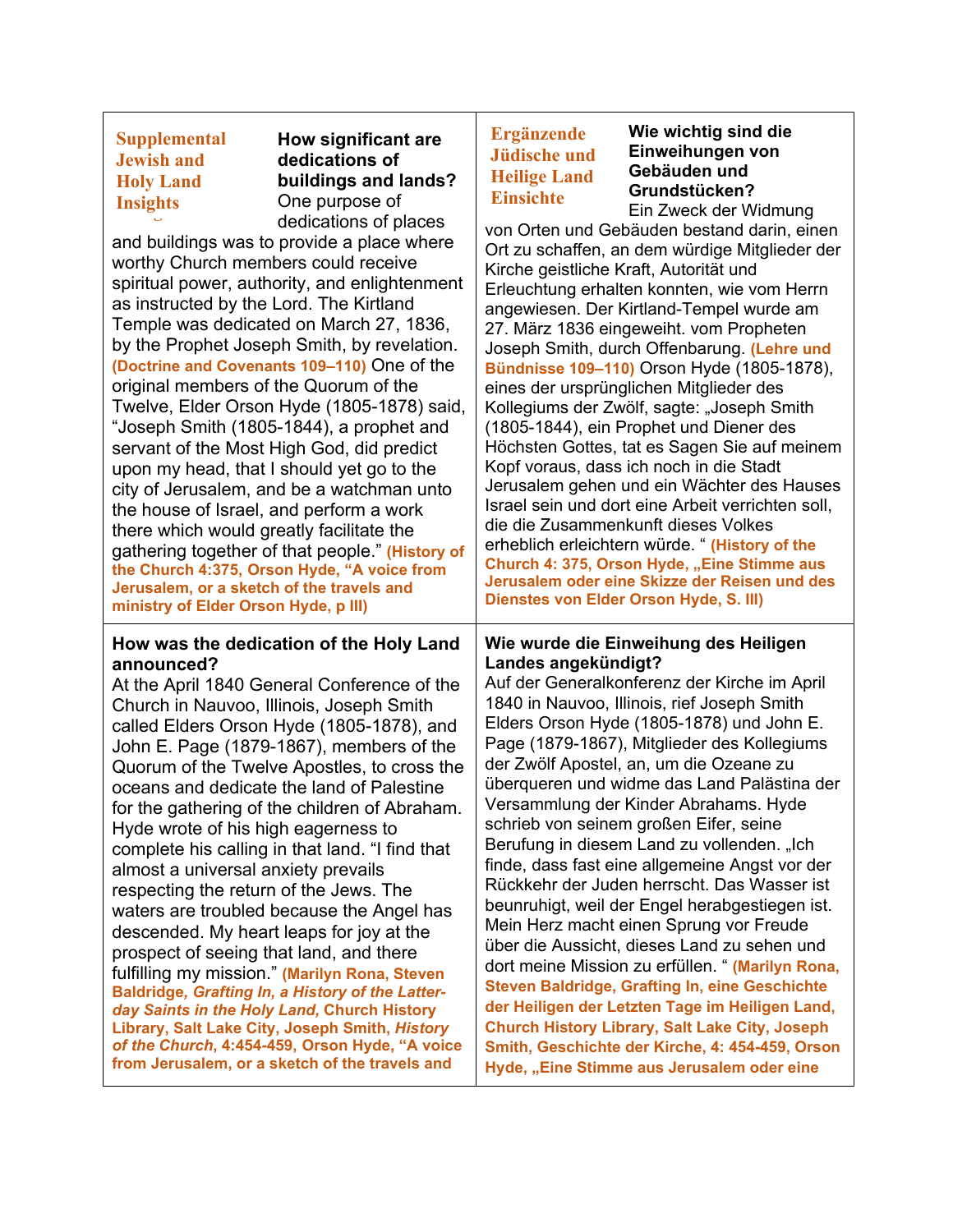| **Supplemental Jewish and Holy Land Insights** **How significant are dedications of buildings and lands?** One purpose of dedications of places and buildings was to provide a place where worthy Church members could receive spiritual power, authority, and enlightenment as instructed by the Lord. The Kirtland Temple was dedicated on March 27, 1836, by the Prophet Joseph Smith, by revelation. **(Doctrine and Covenants 109–110)** One of the original members of the Quorum of the Twelve, Elder Orson Hyde (1805-1878) said, "Joseph Smith (1805-1844), a prophet and servant of the Most High God, did predict upon my head, that I should yet go to the city of Jerusalem, and be a watchman unto the house of Israel, and perform a work there which would greatly facilitate the gathering together of that people." **(History of the Church 4:375, Orson Hyde, "A voice from Jerusalem, or a sketch of the travels and ministry of Elder Orson Hyde, p III)** | **Ergänzende Jüdische und Heilige Land Einsichte** **Wie wichtig sind die Einweihungen von Gebäuden und Grundstücken?** Ein Zweck der Widmung von Orten und Gebäuden bestand darin, einen Ort zu schaffen, an dem würdige Mitglieder der Kirche geistliche Kraft, Autorität und Erleuchtung erhalten konnten, wie vom Herrn angewiesen. Der Kirtland-Tempel wurde am 27. März 1836 eingeweiht. vom Propheten Joseph Smith, durch Offenbarung. **(Lehre und Bündnisse 109–110)** Orson Hyde (1805-1878), eines der ursprünglichen Mitglieder des Kollegiums der Zwölf, sagte: „Joseph Smith (1805-1844), ein Prophet und Diener des Höchsten Gottes, tat es Sagen Sie auf meinem Kopf voraus, dass ich noch in die Stadt Jerusalem gehen und ein Wächter des Hauses Israel sein und dort eine Arbeit verrichten soll, die die Zusammenkunft dieses Volkes erheblich erleichtern würde. " **(History of the Church 4: 375, Orson Hyde, „Eine Stimme aus Jerusalem oder eine Skizze der Reisen und des Dienstes von Elder Orson Hyde, S. III)** |
|---|---|
| **How was the dedication of the Holy Land announced?** At the April 1840 General Conference of the Church in Nauvoo, Illinois, Joseph Smith called Elders Orson Hyde (1805-1878), and John E. Page (1879-1867), members of the Quorum of the Twelve Apostles, to cross the oceans and dedicate the land of Palestine for the gathering of the children of Abraham. Hyde wrote of his high eagerness to complete his calling in that land. "I find that almost a universal anxiety prevails respecting the return of the Jews. The waters are troubled because the Angel has descended. My heart leaps for joy at the prospect of seeing that land, and there fulfilling my mission." **(Marilyn Rona, Steven Baldridge, *Grafting In, a History of the Latter-day Saints in the Holy Land,* Church History Library, Salt Lake City, Joseph Smith, *History of the Church*, 4:454-459, Orson Hyde, "A voice from Jerusalem, or a sketch of the travels and** | **Wie wurde die Einweihung des Heiligen Landes angekündigt?** Auf der Generalkonferenz der Kirche im April 1840 in Nauvoo, Illinois, rief Joseph Smith Elders Orson Hyde (1805-1878) und John E. Page (1879-1867), Mitglieder des Kollegiums der Zwölf Apostel, an, um die Ozeane zu überqueren und widme das Land Palästina der Versammlung der Kinder Abrahams. Hyde schrieb von seinem großen Eifer, seine Berufung in diesem Land zu vollenden. „Ich finde, dass fast eine allgemeine Angst vor der Rückkehr der Juden herrscht. Das Wasser ist beunruhigt, weil der Engel herabgestiegen ist. Mein Herz macht einen Sprung vor Freude über die Aussicht, dieses Land zu sehen und dort meine Mission zu erfüllen. " **(Marilyn Rona, Steven Baldridge, Grafting In, eine Geschichte der Heiligen der Letzten Tage im Heiligen Land, Church History Library, Salt Lake City, Joseph Smith, Geschichte der Kirche, 4: 454-459, Orson Hyde, „Eine Stimme aus Jerusalem oder eine** |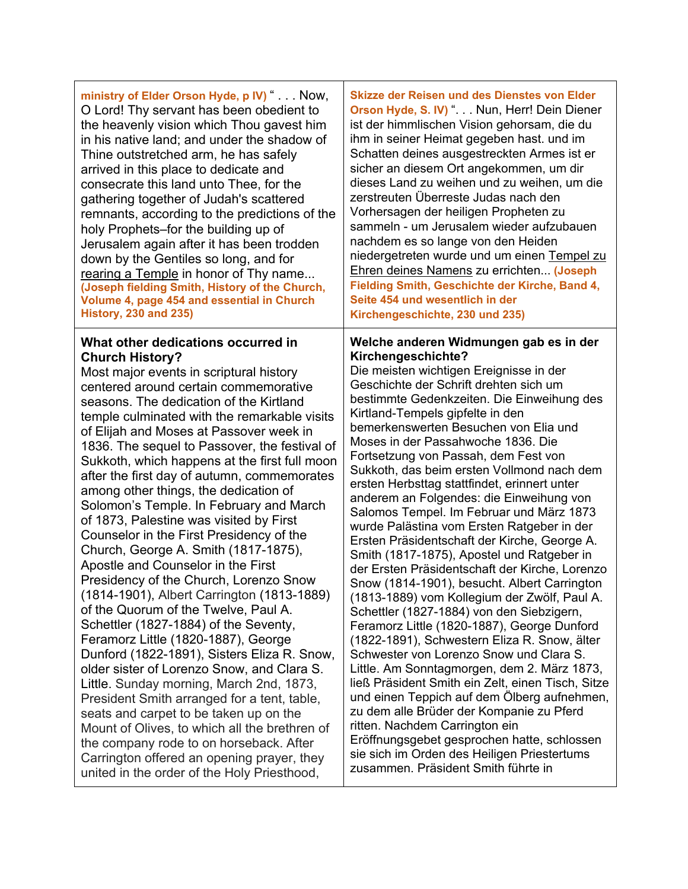| | |
|---|---|
| **ministry of Elder Orson Hyde, p IV)** " . . . Now, O Lord! Thy servant has been obedient to the heavenly vision which Thou gavest him in his native land; and under the shadow of Thine outstretched arm, he has safely arrived in this place to dedicate and consecrate this land unto Thee, for the gathering together of Judah's scattered remnants, according to the predictions of the holy Prophets–for the building up of Jerusalem again after it has been trodden down by the Gentiles so long, and for <u>rearing a Temple</u> in honor of Thy name... **(Joseph fielding Smith, History of the Church, Volume 4, page 454 and essential in Church History, 230 and 235)** | **Skizze der Reisen und des Dienstes von Elder Orson Hyde, S. IV)** ". . . Nun, Herr! Dein Diener ist der himmlischen Vision gehorsam, die du ihm in seiner Heimat gegeben hast. und im Schatten deines ausgestreckten Armes ist er sicher an diesem Ort angekommen, um dir dieses Land zu weihen und zu weihen, um die zerstreuten Überreste Judas nach den Vorhersagen der heiligen Propheten zu sammeln - um Jerusalem wieder aufzubauen nachdem es so lange von den Heiden niedergetreten wurde und um einen <u>Tempel zu Ehren deines Namens</u> zu errichten... **(Joseph Fielding Smith, Geschichte der Kirche, Band 4, Seite 454 und wesentlich in der Kirchengeschichte, 230 und 235)** |
| **What other dedications occurred in Church History?**<br>Most major events in scriptural history centered around certain commemorative seasons. The dedication of the Kirtland temple culminated with the remarkable visits of Elijah and Moses at Passover week in 1836. The sequel to Passover, the festival of Sukkoth, which happens at the first full moon after the first day of autumn, commemorates among other things, the dedication of Solomon's Temple. In February and March of 1873, Palestine was visited by First Counselor in the First Presidency of the Church, George A. Smith (1817-1875), Apostle and Counselor in the First Presidency of the Church, Lorenzo Snow (1814-1901), Albert Carrington (1813-1889) of the Quorum of the Twelve, Paul A. Schettler (1827-1884) of the Seventy, Feramorz Little (1820-1887), George Dunford (1822-1891), Sisters Eliza R. Snow, older sister of Lorenzo Snow, and Clara S. Little. Sunday morning, March 2nd, 1873, President Smith arranged for a tent, table, seats and carpet to be taken up on the Mount of Olives, to which all the brethren of the company rode to on horseback. After Carrington offered an opening prayer, they united in the order of the Holy Priesthood, | **Welche anderen Widmungen gab es in der Kirchengeschichte?**<br>Die meisten wichtigen Ereignisse in der Geschichte der Schrift drehten sich um bestimmte Gedenkzeiten. Die Einweihung des Kirtland-Tempels gipfelte in den bemerkenswerten Besuchen von Elia und Moses in der Passahwoche 1836. Die Fortsetzung von Passah, dem Fest von Sukkoth, das beim ersten Vollmond nach dem ersten Herbsttag stattfindet, erinnert unter anderem an Folgendes: die Einweihung von Salomos Tempel. Im Februar und März 1873 wurde Palästina vom Ersten Ratgeber in der Ersten Präsidentschaft der Kirche, George A. Smith (1817-1875), Apostel und Ratgeber in der Ersten Präsidentschaft der Kirche, Lorenzo Snow (1814-1901), besucht. Albert Carrington (1813-1889) vom Kollegium der Zwölf, Paul A. Schettler (1827-1884) von den Siebzigern, Feramorz Little (1820-1887), George Dunford (1822-1891), Schwestern Eliza R. Snow, älter Schwester von Lorenzo Snow und Clara S. Little. Am Sonntagmorgen, dem 2. März 1873, ließ Präsident Smith ein Zelt, einen Tisch, Sitze und einen Teppich auf dem Ölberg aufnehmen, zu dem alle Brüder der Kompanie zu Pferd ritten. Nachdem Carrington ein Eröffnungsgebet gesprochen hatte, schlossen sie sich im Orden des Heiligen Priestertums zusammen. Präsident Smith führte in |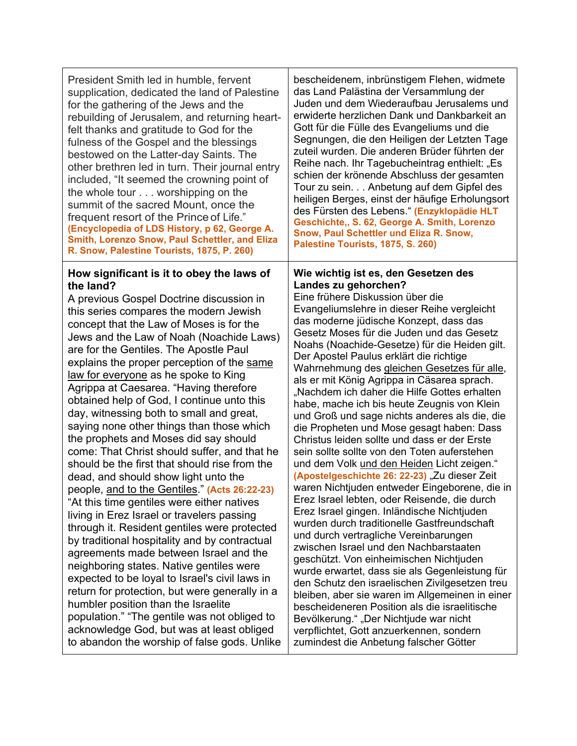| | |
|---|---|
| President Smith led in humble, fervent supplication, dedicated the land of Palestine for the gathering of the Jews and the rebuilding of Jerusalem, and returning heart-felt thanks and gratitude to God for the fulness of the Gospel and the blessings bestowed on the Latter-day Saints. The other brethren led in turn. Their journal entry included, “It seemed the crowning point of the whole tour . . . worshipping on the summit of the sacred Mount, once the frequent resort of the Prince of Life.” **(Encyclopedia of LDS History, p 62, George A. Smith, Lorenzo Snow, Paul Schettler, and Eliza R. Snow, Palestine Tourists, 1875, P. 260)** | bescheidenem, inbrünstigem Flehen, widmete das Land Palästina der Versammlung der Juden und dem Wiederaufbau Jerusalems und erwiderte herzlichen Dank und Dankbarkeit an Gott für die Fülle des Evangeliums und die Segnungen, die den Heiligen der Letzten Tage zuteil wurden. Die anderen Brüder führten der Reihe nach. Ihr Tagebucheintrag enthielt: „Es schien der krönende Abschluss der gesamten Tour zu sein. . . Anbetung auf dem Gipfel des heiligen Berges, einst der häufige Erholungsort des Fürsten des Lebens.“ **(Enzyklopädie HLT Geschichte,, S. 62, George A. Smith, Lorenzo Snow, Paul Schettler und Eliza R. Snow, Palestine Tourists, 1875, S. 260)** |
| **How significant is it to obey the laws of the land?** A previous Gospel Doctrine discussion in this series compares the modern Jewish concept that the Law of Moses is for the Jews and the Law of Noah (Noachide Laws) are for the Gentiles. The Apostle Paul explains the proper perception of the <u>same law for everyone</u> as he spoke to King Agrippa at Caesarea. “Having therefore obtained help of God, I continue unto this day, witnessing both to small and great, saying none other things than those which the prophets and Moses did say should come: That Christ should suffer, and that he should be the first that should rise from the dead, and should show light unto the people, <u>and to the Gentiles</u>.” **(Acts 26:22-23)** “At this time gentiles were either natives living in Erez Israel or travelers passing through it. Resident gentiles were protected by traditional hospitality and by contractual agreements made between Israel and the neighboring states. Native gentiles were expected to be loyal to Israel's civil laws in return for protection, but were generally in a humbler position than the Israelite population.” “The gentile was not obliged to acknowledge God, but was at least obliged to abandon the worship of false gods. Unlike | **Wie wichtig ist es, den Gesetzen des Landes zu gehorchen?** Eine frühere Diskussion über die Evangeliumslehre in dieser Reihe vergleicht das moderne jüdische Konzept, dass das Gesetz Moses für die Juden und das Gesetz Noahs (Noachide-Gesetze) für die Heiden gilt. Der Apostel Paulus erklärt die richtige Wahrnehmung des <u>gleichen Gesetzes für alle</u>, als er mit König Agrippa in Cäsarea sprach. „Nachdem ich daher die Hilfe Gottes erhalten habe, mache ich bis heute Zeugnis von Klein und Groß und sage nichts anderes als die, die die Propheten und Mose gesagt haben: Dass Christus leiden sollte und dass er der Erste sein sollte sollte von den Toten auferstehen und dem Volk <u>und den Heiden</u> Licht zeigen.“ **(Apostelgeschichte 26: 22-23)** „Zu dieser Zeit waren Nichtjuden entweder Eingeborene, die in Erez Israel lebten, oder Reisende, die durch Erez Israel gingen. Inländische Nichtjuden wurden durch traditionelle Gastfreundschaft und durch vertragliche Vereinbarungen zwischen Israel und den Nachbarstaaten geschützt. Von einheimischen Nichtjuden wurde erwartet, dass sie als Gegenleistung für den Schutz den israelischen Zivilgesetzen treu bleiben, aber sie waren im Allgemeinen in einer bescheideneren Position als die israelitische Bevölkerung.“ „Der Nichtjude war nicht verpflichtet, Gott anzuerkennen, sondern zumindest die Anbetung falscher Götter |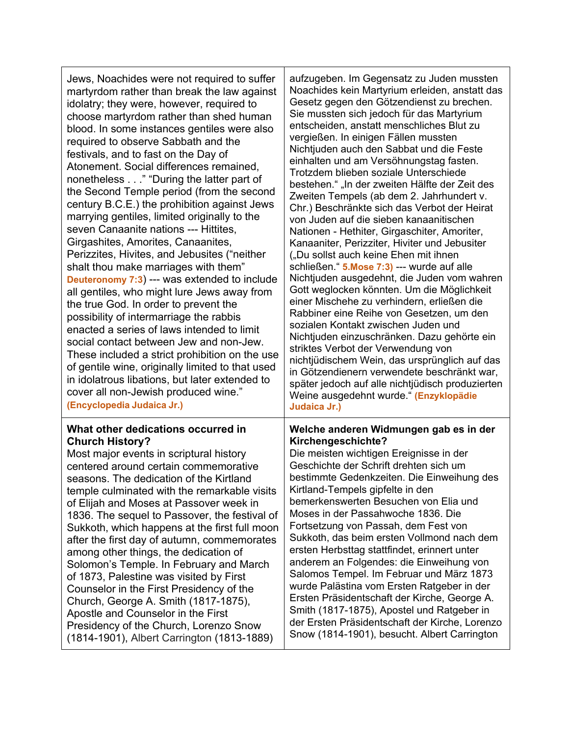| | |
|---|---|
| Jews, Noachides were not required to suffer martyrdom rather than break the law against idolatry; they were, however, required to choose martyrdom rather than shed human blood. In some instances gentiles were also required to observe Sabbath and the festivals, and to fast on the Day of Atonement. Social differences remained, nonetheless . . ." "During the latter part of the Second Temple period (from the second century B.C.E.) the prohibition against Jews marrying gentiles, limited originally to the seven Canaanite nations --- Hittites, Girgashites, Amorites, Canaanites, Perizzites, Hivites, and Jebusites ("neither shalt thou make marriages with them" **Deuteronomy 7:3**) --- was extended to include all gentiles, who might lure Jews away from the true God. In order to prevent the possibility of intermarriage the rabbis enacted a series of laws intended to limit social contact between Jew and non-Jew. These included a strict prohibition on the use of gentile wine, originally limited to that used in idolatrous libations, but later extended to cover all non-Jewish produced wine." **(Encyclopedia Judaica Jr.)** | aufzugeben. Im Gegensatz zu Juden mussten Noachides kein Martyrium erleiden, anstatt das Gesetz gegen den Götzendienst zu brechen. Sie mussten sich jedoch für das Martyrium entscheiden, anstatt menschliches Blut zu vergießen. In einigen Fällen mussten Nichtjuden auch den Sabbat und die Feste einhalten und am Versöhnungstag fasten. Trotzdem blieben soziale Unterschiede bestehen." „In der zweiten Hälfte der Zeit des Zweiten Tempels (ab dem 2. Jahrhundert v. Chr.) Beschränkte sich das Verbot der Heirat von Juden auf die sieben kanaanitischen Nationen - Hethiter, Girgaschiter, Amoriter, Kanaaniter, Perizziter, Hiviter und Jebusiter („Du sollst auch keine Ehen mit ihnen schließen." **5.Mose 7:3**) --- wurde auf alle Nichtjuden ausgedehnt, die Juden vom wahren Gott weglocken könnten. Um die Möglichkeit einer Mischehe zu verhindern, erließen die Rabbiner eine Reihe von Gesetzen, um den sozialen Kontakt zwischen Juden und Nichtjuden einzuschränken. Dazu gehörte ein striktes Verbot der Verwendung von nichtjüdischem Wein, das ursprünglich auf das in Götzendienern verwendete beschränkt war, später jedoch auf alle nichtjüdisch produzierten Weine ausgedehnt wurde." **(Enzyklopädie Judaica Jr.)** |
| **What other dedications occurred in Church History?** Most major events in scriptural history centered around certain commemorative seasons. The dedication of the Kirtland temple culminated with the remarkable visits of Elijah and Moses at Passover week in 1836. The sequel to Passover, the festival of Sukkoth, which happens at the first full moon after the first day of autumn, commemorates among other things, the dedication of Solomon's Temple. In February and March of 1873, Palestine was visited by First Counselor in the First Presidency of the Church, George A. Smith (1817-1875), Apostle and Counselor in the First Presidency of the Church, Lorenzo Snow (1814-1901), Albert Carrington (1813-1889) | **Welche anderen Widmungen gab es in der Kirchengeschichte?** Die meisten wichtigen Ereignisse in der Geschichte der Schrift drehten sich um bestimmte Gedenkzeiten. Die Einweihung des Kirtland-Tempels gipfelte in den bemerkenswerten Besuchen von Elia und Moses in der Passahwoche 1836. Die Fortsetzung von Passah, dem Fest von Sukkoth, das beim ersten Vollmond nach dem ersten Herbsttag stattfindet, erinnert unter anderem an Folgendes: die Einweihung von Salomos Tempel. Im Februar und März 1873 wurde Palästina vom Ersten Ratgeber in der Ersten Präsidentschaft der Kirche, George A. Smith (1817-1875), Apostel und Ratgeber in der Ersten Präsidentschaft der Kirche, Lorenzo Snow (1814-1901), besucht. Albert Carrington |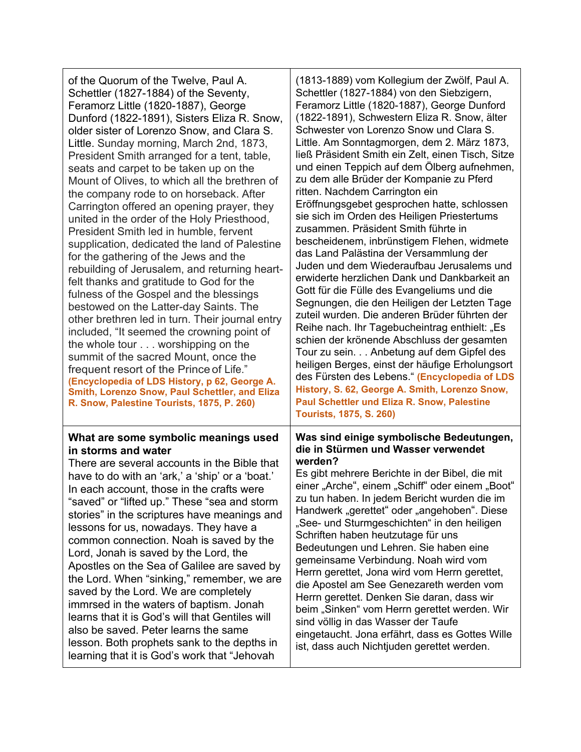| English | German |
|---|---|
| of the Quorum of the Twelve, Paul A. Schettler (1827-1884) of the Seventy, Feramorz Little (1820-1887), George Dunford (1822-1891), Sisters Eliza R. Snow, older sister of Lorenzo Snow, and Clara S. Little. Sunday morning, March 2nd, 1873, President Smith arranged for a tent, table, seats and carpet to be taken up on the Mount of Olives, to which all the brethren of the company rode to on horseback. After Carrington offered an opening prayer, they united in the order of the Holy Priesthood, President Smith led in humble, fervent supplication, dedicated the land of Palestine for the gathering of the Jews and the rebuilding of Jerusalem, and returning heart-felt thanks and gratitude to God for the fulness of the Gospel and the blessings bestowed on the Latter-day Saints. The other brethren led in turn. Their journal entry included, "It seemed the crowning point of the whole tour . . . worshipping on the summit of the sacred Mount, once the frequent resort of the Prince of Life." **(Encyclopedia of LDS History, p 62, George A. Smith, Lorenzo Snow, Paul Schettler, and Eliza R. Snow, Palestine Tourists, 1875, P. 260)** | (1813-1889) vom Kollegium der Zwölf, Paul A. Schettler (1827-1884) von den Siebzigern, Feramorz Little (1820-1887), George Dunford (1822-1891), Schwestern Eliza R. Snow, älter Schwester von Lorenzo Snow und Clara S. Little. Am Sonntagmorgen, dem 2. März 1873, ließ Präsident Smith ein Zelt, einen Tisch, Sitze und einen Teppich auf dem Ölberg aufnehmen, zu dem alle Brüder der Kompanie zu Pferd ritten. Nachdem Carrington ein Eröffnungsgebet gesprochen hatte, schlossen sie sich im Orden des Heiligen Priestertums zusammen. Präsident Smith führte in bescheidenem, inbrünstigem Flehen, widmete das Land Palästina der Versammlung der Juden und dem Wiederaufbau Jerusalems und erwiderte herzlichen Dank und Dankbarkeit an Gott für die Fülle des Evangeliums und die Segnungen, die den Heiligen der Letzten Tage zuteil wurden. Die anderen Brüder führten der Reihe nach. Ihr Tagebucheintrag enthielt: „Es schien der krönende Abschluss der gesamten Tour zu sein. . . Anbetung auf dem Gipfel des heiligen Berges, einst der häufige Erholungsort des Fürsten des Lebens." **(Encyclopedia of LDS History, S. 62, George A. Smith, Lorenzo Snow, Paul Schettler und Eliza R. Snow, Palestine Tourists, 1875, S. 260)** |
| **What are some symbolic meanings used in storms and water**<br>There are several accounts in the Bible that have to do with an 'ark,' a 'ship' or a 'boat.' In each account, those in the crafts were "saved" or "lifted up." These "sea and storm stories" in the scriptures have meanings and lessons for us, nowadays. They have a common connection. Noah is saved by the Lord, Jonah is saved by the Lord, the Apostles on the Sea of Galilee are saved by the Lord. When "sinking," remember, we are saved by the Lord. We are completely immrsed in the waters of baptism. Jonah learns that it is God's will that Gentiles will also be saved. Peter learns the same lesson. Both prophets sank to the depths in learning that it is God's work that "Jehovah | **Was sind einige symbolische Bedeutungen, die in Stürmen und Wasser verwendet werden?**<br>Es gibt mehrere Berichte in der Bibel, die mit einer „Arche", einem „Schiff" oder einem „Boot" zu tun haben. In jedem Bericht wurden die im Handwerk „gerettet" oder „angehoben". Diese „See- und Sturmgeschichten" in den heiligen Schriften haben heutzutage für uns Bedeutungen und Lehren. Sie haben eine gemeinsame Verbindung. Noah wird vom Herrn gerettet, Jona wird vom Herrn gerettet, die Apostel am See Genezareth werden vom Herrn gerettet. Denken Sie daran, dass wir beim „Sinken" vom Herrn gerettet werden. Wir sind völlig in das Wasser der Taufe eingetaucht. Jona erfährt, dass es Gottes Wille ist, dass auch Nichtjuden gerettet werden. |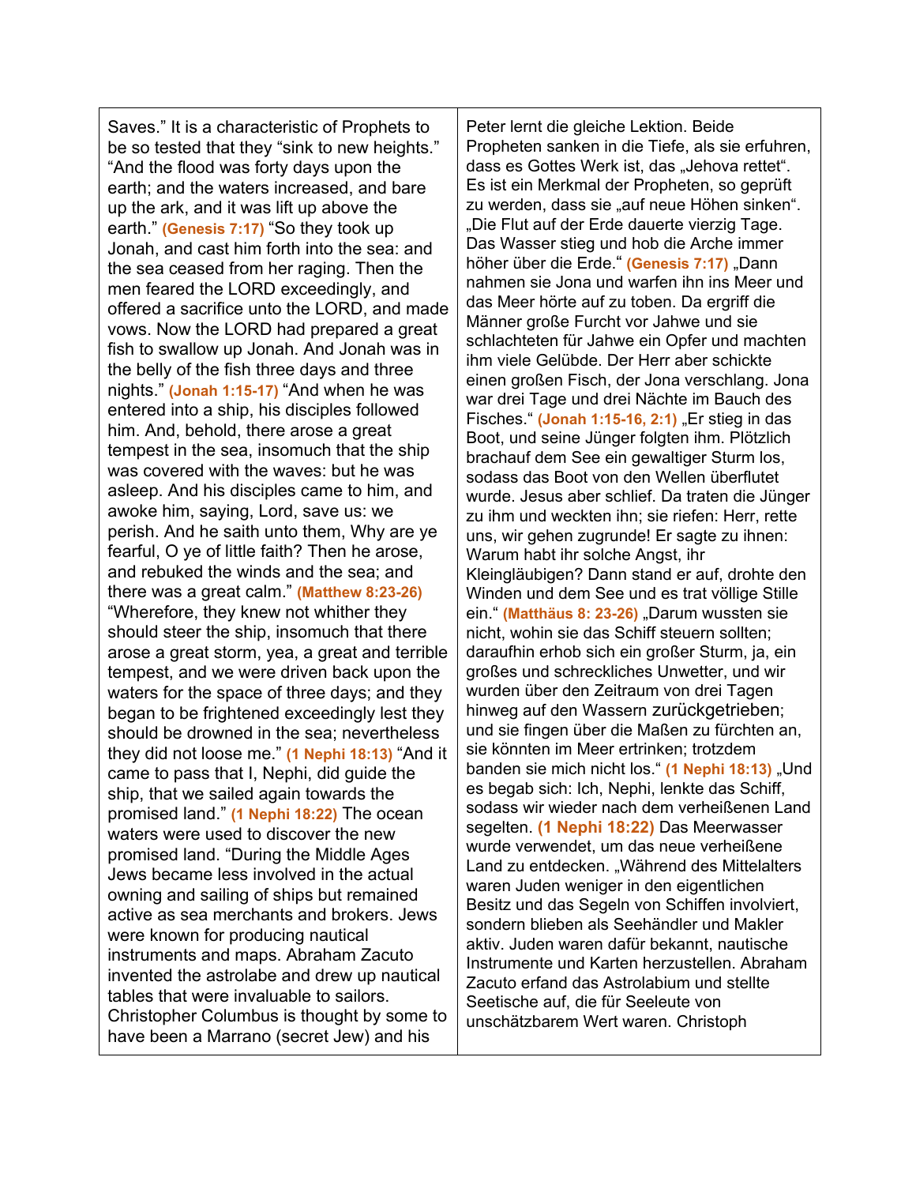| | |
|---|---|
| Saves." It is a characteristic of Prophets to be so tested that they "sink to new heights." "And the flood was forty days upon the earth; and the waters increased, and bare up the ark, and it was lift up above the earth." **(Genesis 7:17)** "So they took up Jonah, and cast him forth into the sea: and the sea ceased from her raging. Then the men feared the LORD exceedingly, and offered a sacrifice unto the LORD, and made vows. Now the LORD had prepared a great fish to swallow up Jonah. And Jonah was in the belly of the fish three days and three nights." **(Jonah 1:15-17)** "And when he was entered into a ship, his disciples followed him. And, behold, there arose a great tempest in the sea, insomuch that the ship was covered with the waves: but he was asleep. And his disciples came to him, and awoke him, saying, Lord, save us: we perish. And he saith unto them, Why are ye fearful, O ye of little faith? Then he arose, and rebuked the winds and the sea; and there was a great calm." **(Matthew 8:23-26)** "Wherefore, they knew not whither they should steer the ship, insomuch that there arose a great storm, yea, a great and terrible tempest, and we were driven back upon the waters for the space of three days; and they began to be frightened exceedingly lest they should be drowned in the sea; nevertheless they did not loose me." **(1 Nephi 18:13)** "And it came to pass that I, Nephi, did guide the ship, that we sailed again towards the promised land." **(1 Nephi 18:22)** The ocean waters were used to discover the new promised land. "During the Middle Ages Jews became less involved in the actual owning and sailing of ships but remained active as sea merchants and brokers. Jews were known for producing nautical instruments and maps. Abraham Zacuto invented the astrolabe and drew up nautical tables that were invaluable to sailors. Christopher Columbus is thought by some to have been a Marrano (secret Jew) and his | Peter lernt die gleiche Lektion. Beide Propheten sanken in die Tiefe, als sie erfuhren, dass es Gottes Werk ist, das „Jehova rettet". Es ist ein Merkmal der Propheten, so geprüft zu werden, dass sie „auf neue Höhen sinken". „Die Flut auf der Erde dauerte vierzig Tage. Das Wasser stieg und hob die Arche immer höher über die Erde." **(Genesis 7:17)** „Dann nahmen sie Jona und warfen ihn ins Meer und das Meer hörte auf zu toben. Da ergriff die Männer große Furcht vor Jahwe und sie schlachteten für Jahwe ein Opfer und machten ihm viele Gelübde. Der Herr aber schickte einen großen Fisch, der Jona verschlang. Jona war drei Tage und drei Nächte im Bauch des Fisches." **(Jonah 1:15-16, 2:1)** „Er stieg in das Boot, und seine Jünger folgten ihm. Plötzlich brachauf dem See ein gewaltiger Sturm los, sodass das Boot von den Wellen überflutet wurde. Jesus aber schlief. Da traten die Jünger zu ihm und weckten ihn; sie riefen: Herr, rette uns, wir gehen zugrunde! Er sagte zu ihnen: Warum habt ihr solche Angst, ihr Kleingläubigen? Dann stand er auf, drohte den Winden und dem See und es trat völlige Stille ein." **(Matthäus 8: 23-26)** „Darum wussten sie nicht, wohin sie das Schiff steuern sollten; daraufhin erhob sich ein großer Sturm, ja, ein großes und schreckliches Unwetter, und wir wurden über den Zeitraum von drei Tagen hinweg auf den Wassern zurückgetrieben; und sie fingen über die Maßen zu fürchten an, sie könnten im Meer ertrinken; trotzdem banden sie mich nicht los." **(1 Nephi 18:13)** „Und es begab sich: Ich, Nephi, lenkte das Schiff, sodass wir wieder nach dem verheißenen Land segelten. **(1 Nephi 18:22)** Das Meerwasser wurde verwendet, um das neue verheißene Land zu entdecken. „Während des Mittelalters waren Juden weniger in den eigentlichen Besitz und das Segeln von Schiffen involviert, sondern blieben als Seehändler und Makler aktiv. Juden waren dafür bekannt, nautische Instrumente und Karten herzustellen. Abraham Zacuto erfand das Astrolabium und stellte Seetische auf, die für Seeleute von unschätzbarem Wert waren. Christoph |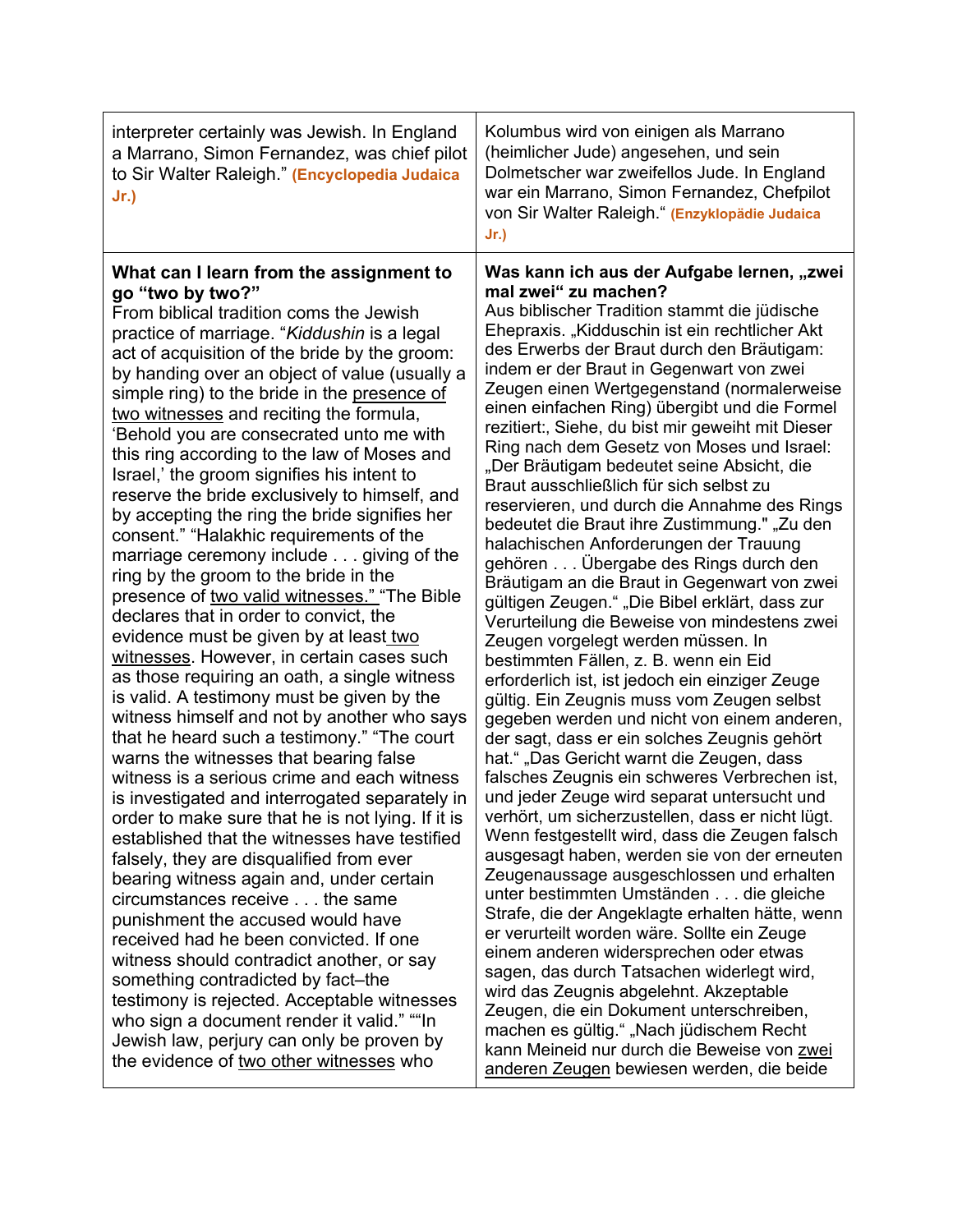| | |
|---|---|
| interpreter certainly was Jewish. In England a Marrano, Simon Fernandez, was chief pilot to Sir Walter Raleigh." **(Encyclopedia Judaica Jr.)** | Kolumbus wird von einigen als Marrano (heimlicher Jude) angesehen, und sein Dolmetscher war zweifellos Jude. In England war ein Marrano, Simon Fernandez, Chefpilot von Sir Walter Raleigh." **(Enzyklopädie Judaica Jr.)** |
| **What can I learn from the assignment to go "two by two?"** From biblical tradition coms the Jewish practice of marriage. "*Kiddushin* is a legal act of acquisition of the bride by the groom: by handing over an object of value (usually a simple ring) to the bride in the <u>presence of two witnesses</u> and reciting the formula, 'Behold you are consecrated unto me with this ring according to the law of Moses and Israel,' the groom signifies his intent to reserve the bride exclusively to himself, and by accepting the ring the bride signifies her consent." "Halakhic requirements of the marriage ceremony include . . . giving of the ring by the groom to the bride in the presence of <u>two valid witnesses."</u> "The Bible declares that in order to convict, the evidence must be given by at least <u>two witnesses</u>. However, in certain cases such as those requiring an oath, a single witness is valid. A testimony must be given by the witness himself and not by another who says that he heard such a testimony." "The court warns the witnesses that bearing false witness is a serious crime and each witness is investigated and interrogated separately in order to make sure that he is not lying. If it is established that the witnesses have testified falsely, they are disqualified from ever bearing witness again and, under certain circumstances receive . . . the same punishment the accused would have received had he been convicted. If one witness should contradict another, or say something contradicted by fact–the testimony is rejected. Acceptable witnesses who sign a document render it valid." ""In Jewish law, perjury can only be proven by the evidence of <u>two other witnesses</u> who | **Was kann ich aus der Aufgabe lernen, „zwei mal zwei" zu machen?** Aus biblischer Tradition stammt die jüdische Ehepraxis. „Kidduschin ist ein rechtlicher Akt des Erwerbs der Braut durch den Bräutigam: indem er der Braut in Gegenwart von zwei Zeugen einen Wertgegenstand (normalerweise einen einfachen Ring) übergibt und die Formel rezitiert:, Siehe, du bist mir geweiht mit Dieser Ring nach dem Gesetz von Moses und Israel: „Der Bräutigam bedeutet seine Absicht, die Braut ausschließlich für sich selbst zu reservieren, und durch die Annahme des Rings bedeutet die Braut ihre Zustimmung." „Zu den halachischen Anforderungen der Trauung gehören . . . Übergabe des Rings durch den Bräutigam an die Braut in Gegenwart von zwei gültigen Zeugen." „Die Bibel erklärt, dass zur Verurteilung die Beweise von mindestens zwei Zeugen vorgelegt werden müssen. In bestimmten Fällen, z. B. wenn ein Eid erforderlich ist, ist jedoch ein einziger Zeuge gültig. Ein Zeugnis muss vom Zeugen selbst gegeben werden und nicht von einem anderen, der sagt, dass er ein solches Zeugnis gehört hat." „Das Gericht warnt die Zeugen, dass falsches Zeugnis ein schweres Verbrechen ist, und jeder Zeuge wird separat untersucht und verhört, um sicherzustellen, dass er nicht lügt. Wenn festgestellt wird, dass die Zeugen falsch ausgesagt haben, werden sie von der erneuten Zeugenaussage ausgeschlossen und erhalten unter bestimmten Umständen . . . die gleiche Strafe, die der Angeklagte erhalten hätte, wenn er verurteilt worden wäre. Sollte ein Zeuge einem anderen widersprechen oder etwas sagen, das durch Tatsachen widerlegt wird, wird das Zeugnis abgelehnt. Akzeptable Zeugen, die ein Dokument unterschreiben, machen es gültig." „Nach jüdischem Recht kann Meineid nur durch die Beweise von <u>zwei anderen Zeugen</u> bewiesen werden, die beide |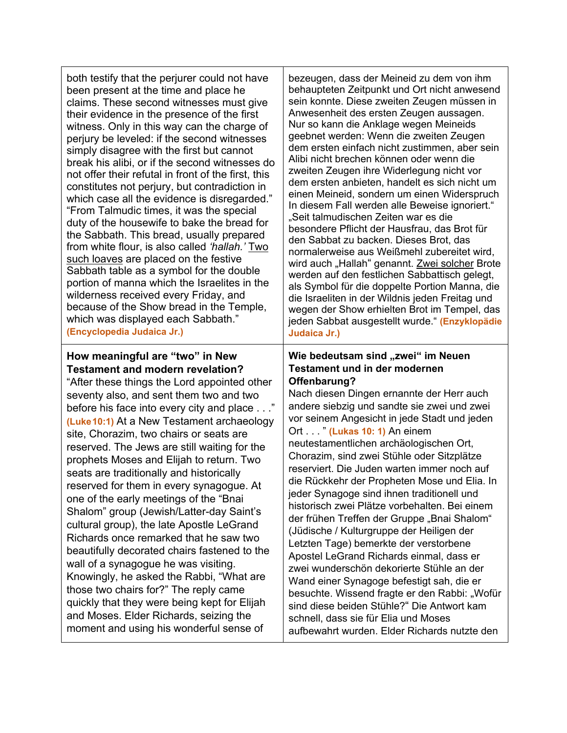| | |
|---|---|
| both testify that the perjurer could not have been present at the time and place he claims. These second witnesses must give their evidence in the presence of the first witness. Only in this way can the charge of perjury be leveled: if the second witnesses simply disagree with the first but cannot break his alibi, or if the second witnesses do not offer their refutal in front of the first, this constitutes not perjury, but contradiction in which case all the evidence is disregarded." "From Talmudic times, it was the special duty of the housewife to bake the bread for the Sabbath. This bread, usually prepared from white flour, is also called *'hallah.'* Two such loaves are placed on the festive Sabbath table as a symbol for the double portion of manna which the Israelites in the wilderness received every Friday, and because of the Show bread in the Temple, which was displayed each Sabbath." **(Encyclopedia Judaica Jr.)** | bezeugen, dass der Meineid zu dem von ihm behaupteten Zeitpunkt und Ort nicht anwesend sein konnte. Diese zweiten Zeugen müssen in Anwesenheit des ersten Zeugen aussagen. Nur so kann die Anklage wegen Meineids geebnet werden: Wenn die zweiten Zeugen dem ersten einfach nicht zustimmen, aber sein Alibi nicht brechen können oder wenn die zweiten Zeugen ihre Widerlegung nicht vor dem ersten anbieten, handelt es sich nicht um einen Meineid, sondern um einen Widerspruch In diesem Fall werden alle Beweise ignoriert." „Seit talmudischen Zeiten war es die besondere Pflicht der Hausfrau, das Brot für den Sabbat zu backen. Dieses Brot, das normalerweise aus Weißmehl zubereitet wird, wird auch „Hallah" genannt. Zwei solcher Brote werden auf den festlichen Sabbattisch gelegt, als Symbol für die doppelte Portion Manna, die die Israeliten in der Wildnis jeden Freitag und wegen der Show erhielten Brot im Tempel, das jeden Sabbat ausgestellt wurde." **(Enzyklopädie Judaica Jr.)** |
| **How meaningful are "two" in New Testament and modern revelation?** "After these things the Lord appointed other seventy also, and sent them two and two before his face into every city and place . . ." **(Luke 10:1)** At a New Testament archaeology site, Chorazim, two chairs or seats are reserved. The Jews are still waiting for the prophets Moses and Elijah to return. Two seats are traditionally and historically reserved for them in every synagogue. At one of the early meetings of the "Bnai Shalom" group (Jewish/Latter-day Saint's cultural group), the late Apostle LeGrand Richards once remarked that he saw two beautifully decorated chairs fastened to the wall of a synagogue he was visiting. Knowingly, he asked the Rabbi, "What are those two chairs for?" The reply came quickly that they were being kept for Elijah and Moses. Elder Richards, seizing the moment and using his wonderful sense of | **Wie bedeutsam sind „zwei" im Neuen Testament und in der modernen Offenbarung?** Nach diesen Dingen ernannte der Herr auch andere siebzig und sandte sie zwei und zwei vor seinem Angesicht in jede Stadt und jeden Ort . . . " **(Lukas 10: 1)** An einem neutestamentlichen archäologischen Ort, Chorazim, sind zwei Stühle oder Sitzplätze reserviert. Die Juden warten immer noch auf die Rückkehr der Propheten Mose und Elia. In jeder Synagoge sind ihnen traditionell und historisch zwei Plätze vorbehalten. Bei einem der frühen Treffen der Gruppe „Bnai Shalom" (Jüdische / Kulturgruppe der Heiligen der Letzten Tage) bemerkte der verstorbene Apostel LeGrand Richards einmal, dass er zwei wunderschön dekorierte Stühle an der Wand einer Synagoge befestigt sah, die er besuchte. Wissend fragte er den Rabbi: „Wofür sind diese beiden Stühle?" Die Antwort kam schnell, dass sie für Elia und Moses aufbewahrt wurden. Elder Richards nutzte den |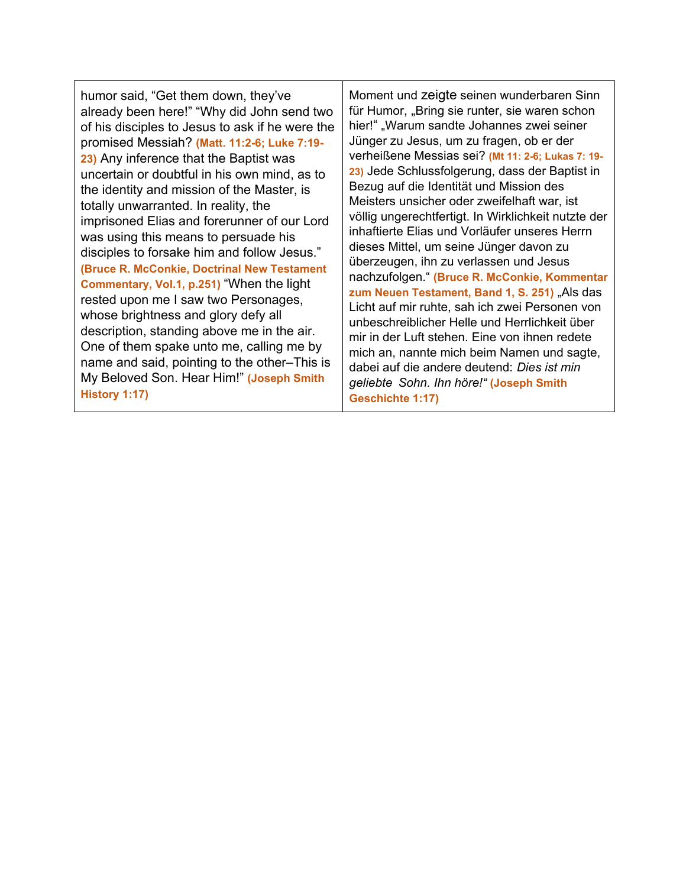| | |
|---|---|
| humor said, "Get them down, they've already been here!" "Why did John send two of his disciples to Jesus to ask if he were the promised Messiah? **(Matt. 11:2-6; Luke 7:19-23)** Any inference that the Baptist was uncertain or doubtful in his own mind, as to the identity and mission of the Master, is totally unwarranted. In reality, the imprisoned Elias and forerunner of our Lord was using this means to persuade his disciples to forsake him and follow Jesus." **(Bruce R. McConkie, Doctrinal New Testament Commentary, Vol.1, p.251)** "When the light rested upon me I saw two Personages, whose brightness and glory defy all description, standing above me in the air. One of them spake unto me, calling me by name and said, pointing to the other–This is My Beloved Son. Hear Him!" **(Joseph Smith History 1:17)** | Moment und zeigte seinen wunderbaren Sinn für Humor, „Bring sie runter, sie waren schon hier!" „Warum sandte Johannes zwei seiner Jünger zu Jesus, um zu fragen, ob er der verheißene Messias sei? **(Mt 11: 2-6; Lukas 7: 19-23)** Jede Schlussfolgerung, dass der Baptist in Bezug auf die Identität und Mission des Meisters unsicher oder zweifelhaft war, ist völlig ungerechtfertigt. In Wirklichkeit nutzte der inhaftierte Elias und Vorläufer unseres Herrn dieses Mittel, um seine Jünger davon zu überzeugen, ihn zu verlassen und Jesus nachzufolgen." **(Bruce R. McConkie, Kommentar zum Neuen Testament, Band 1, S. 251)** „Als das Licht auf mir ruhte, sah ich zwei Personen von unbeschreiblicher Helle und Herrlichkeit über mir in der Luft stehen. Eine von ihnen redete mich an, nannte mich beim Namen und sagte, dabei auf die andere deutend: *Dies ist min geliebte Sohn. Ihn höre!"* **(Joseph Smith Geschichte 1:17)** |